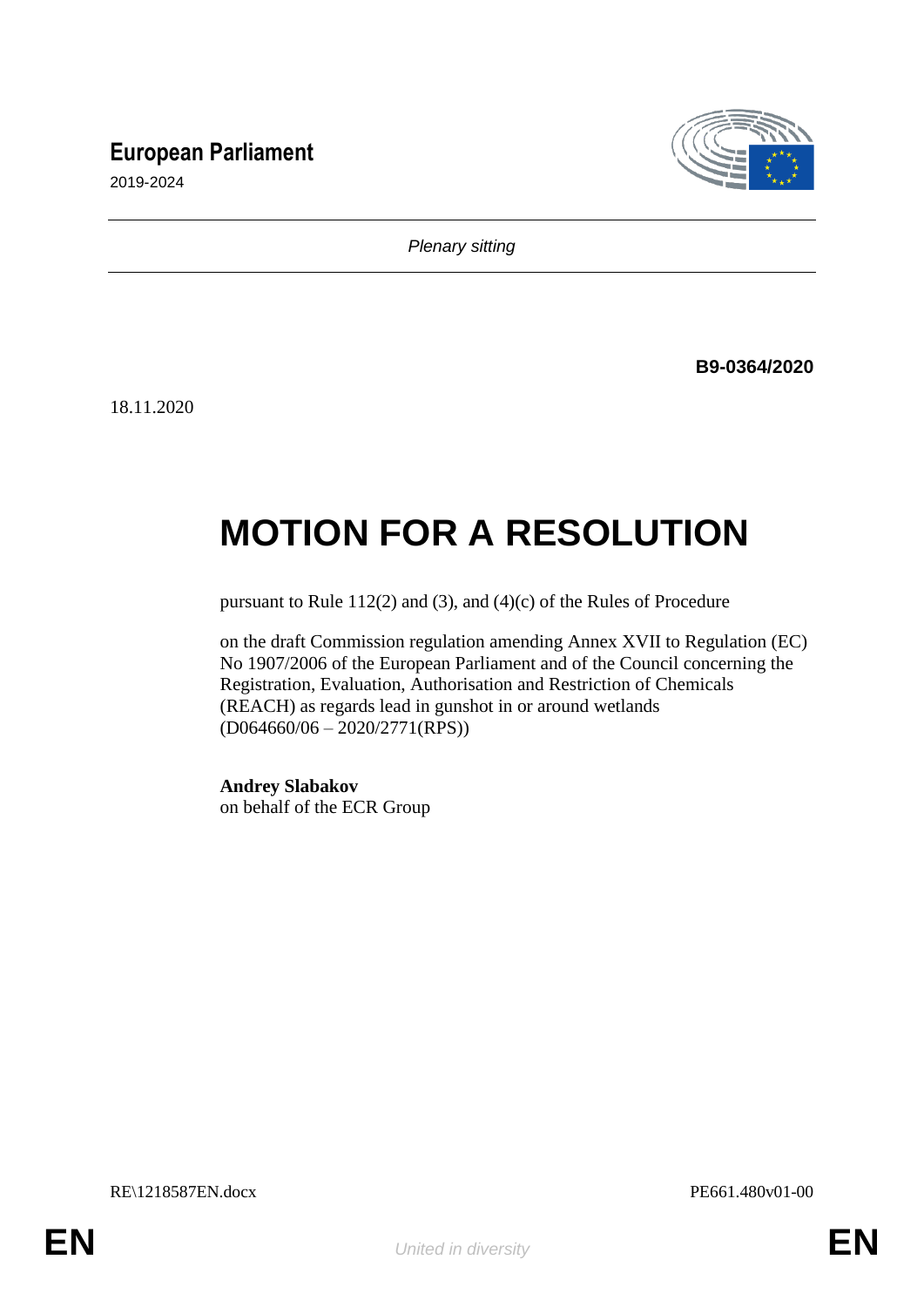# European Parliament

2019-2024

*Plenary sitting*

**B9-0364/2020**

18.11.2020

# MOTION FOR A RESOLUTION

pursuant to Rule 112(2) and (3), and (4)(c) of the Rules of Procedure

on the draft Commission regulation amending Annex XVII to Regulation (EC) No 1907/2006 of the European Parliament and of the Council concerning the Registration, Evaluation, Authorisation and Restriction of Chemicals (REACH) as regards lead in gunshot in or around wetlands (D064660/06 – 2020/2771(RPS))

**Andrey Slabakov**
on behalf of the ECR Group

RE\1218587EN.docx PE661.480v01-00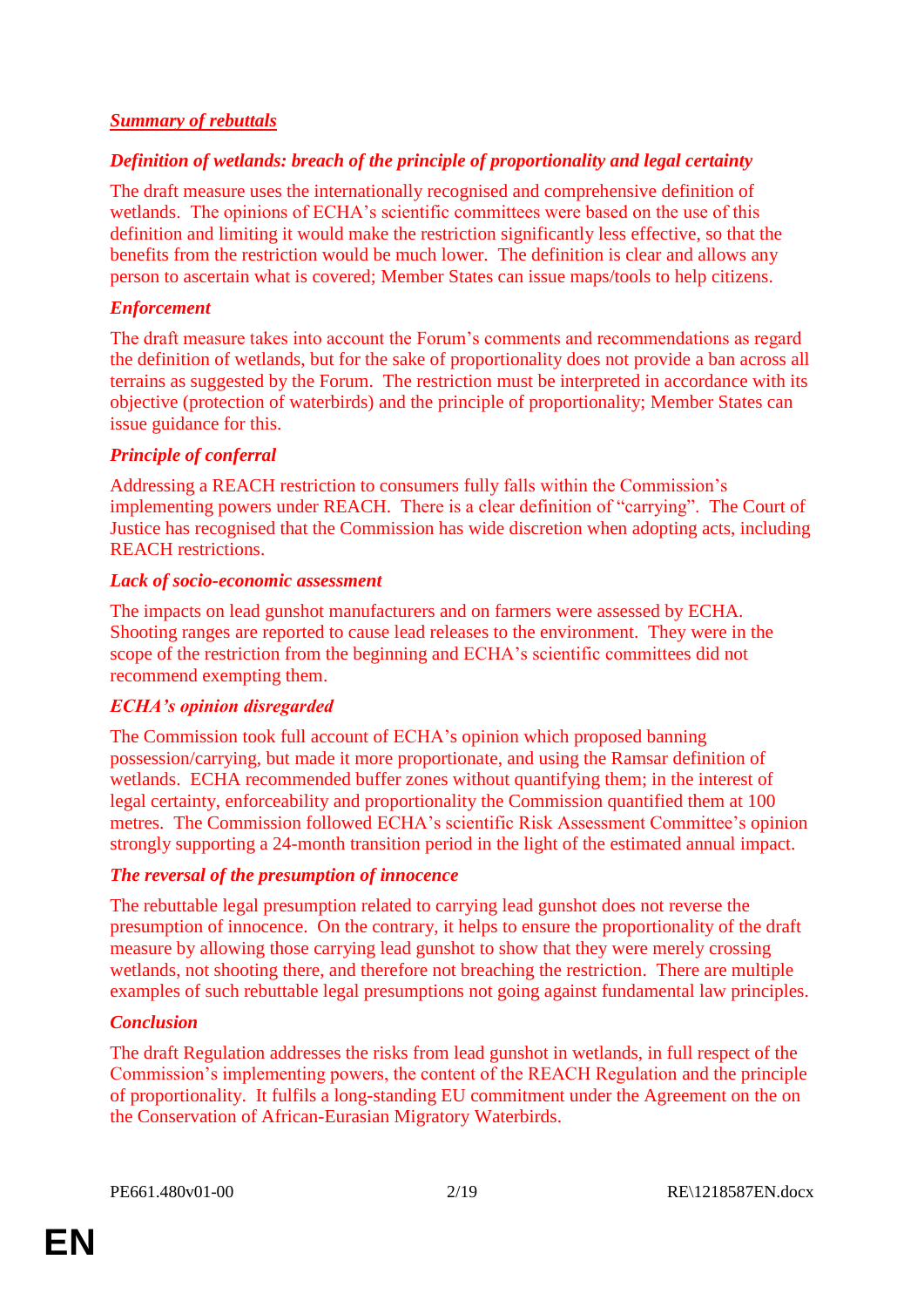## *Summary of rebuttals*

### *Definition of wetlands: breach of the principle of proportionality and legal certainty*

The draft measure uses the internationally recognised and comprehensive definition of wetlands. The opinions of ECHA's scientific committees were based on the use of this definition and limiting it would make the restriction significantly less effective, so that the benefits from the restriction would be much lower. The definition is clear and allows any person to ascertain what is covered; Member States can issue maps/tools to help citizens.

### *Enforcement*

The draft measure takes into account the Forum's comments and recommendations as regard the definition of wetlands, but for the sake of proportionality does not provide a ban across all terrains as suggested by the Forum. The restriction must be interpreted in accordance with its objective (protection of waterbirds) and the principle of proportionality; Member States can issue guidance for this.

### *Principle of conferral*

Addressing a REACH restriction to consumers fully falls within the Commission's implementing powers under REACH. There is a clear definition of "carrying". The Court of Justice has recognised that the Commission has wide discretion when adopting acts, including REACH restrictions.

### *Lack of socio-economic assessment*

The impacts on lead gunshot manufacturers and on farmers were assessed by ECHA. Shooting ranges are reported to cause lead releases to the environment. They were in the scope of the restriction from the beginning and ECHA's scientific committees did not recommend exempting them.

### *ECHA's opinion disregarded*

The Commission took full account of ECHA's opinion which proposed banning possession/carrying, but made it more proportionate, and using the Ramsar definition of wetlands. ECHA recommended buffer zones without quantifying them; in the interest of legal certainty, enforceability and proportionality the Commission quantified them at 100 metres. The Commission followed ECHA's scientific Risk Assessment Committee's opinion strongly supporting a 24-month transition period in the light of the estimated annual impact.

### *The reversal of the presumption of innocence*

The rebuttable legal presumption related to carrying lead gunshot does not reverse the presumption of innocence. On the contrary, it helps to ensure the proportionality of the draft measure by allowing those carrying lead gunshot to show that they were merely crossing wetlands, not shooting there, and therefore not breaching the restriction. There are multiple examples of such rebuttable legal presumptions not going against fundamental law principles.

### *Conclusion*

The draft Regulation addresses the risks from lead gunshot in wetlands, in full respect of the Commission's implementing powers, the content of the REACH Regulation and the principle of proportionality. It fulfils a long-standing EU commitment under the Agreement on the on the Conservation of African-Eurasian Migratory Waterbirds.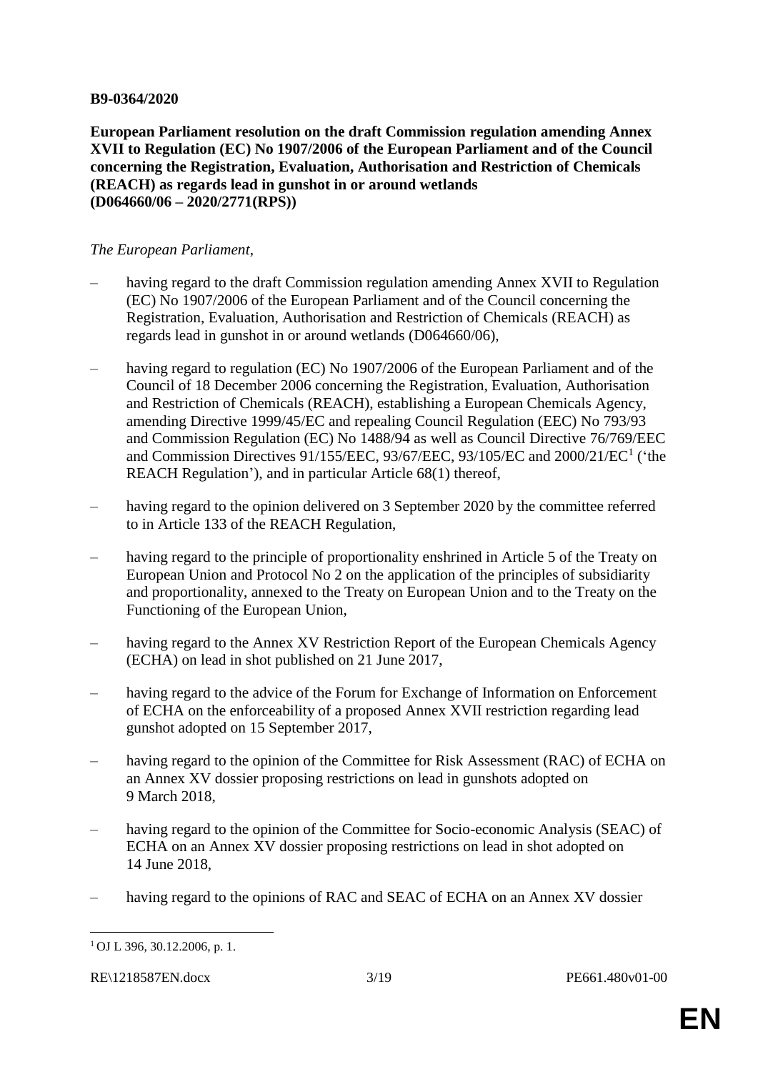**B9-0364/2020**

**European Parliament resolution on the draft Commission regulation amending Annex XVII to Regulation (EC) No 1907/2006 of the European Parliament and of the Council concerning the Registration, Evaluation, Authorisation and Restriction of Chemicals (REACH) as regards lead in gunshot in or around wetlands (D064660/06 – 2020/2771(RPS))**

*The European Parliament*,

– having regard to the draft Commission regulation amending Annex XVII to Regulation (EC) No 1907/2006 of the European Parliament and of the Council concerning the Registration, Evaluation, Authorisation and Restriction of Chemicals (REACH) as regards lead in gunshot in or around wetlands (D064660/06),

– having regard to regulation (EC) No 1907/2006 of the European Parliament and of the Council of 18 December 2006 concerning the Registration, Evaluation, Authorisation and Restriction of Chemicals (REACH), establishing a European Chemicals Agency, amending Directive 1999/45/EC and repealing Council Regulation (EEC) No 793/93 and Commission Regulation (EC) No 1488/94 as well as Council Directive 76/769/EEC and Commission Directives 91/155/EEC, 93/67/EEC, 93/105/EC and 2000/21/EC[1] ('the REACH Regulation'), and in particular Article 68(1) thereof,

– having regard to the opinion delivered on 3 September 2020 by the committee referred to in Article 133 of the REACH Regulation,

– having regard to the principle of proportionality enshrined in Article 5 of the Treaty on European Union and Protocol No 2 on the application of the principles of subsidiarity and proportionality, annexed to the Treaty on European Union and to the Treaty on the Functioning of the European Union,

– having regard to the Annex XV Restriction Report of the European Chemicals Agency (ECHA) on lead in shot published on 21 June 2017,

– having regard to the advice of the Forum for Exchange of Information on Enforcement of ECHA on the enforceability of a proposed Annex XVII restriction regarding lead gunshot adopted on 15 September 2017,

– having regard to the opinion of the Committee for Risk Assessment (RAC) of ECHA on an Annex XV dossier proposing restrictions on lead in gunshots adopted on 9 March 2018,

– having regard to the opinion of the Committee for Socio-economic Analysis (SEAC) of ECHA on an Annex XV dossier proposing restrictions on lead in shot adopted on 14 June 2018,

– having regard to the opinions of RAC and SEAC of ECHA on an Annex XV dossier

[1] OJ L 396, 30.12.2006, p. 1.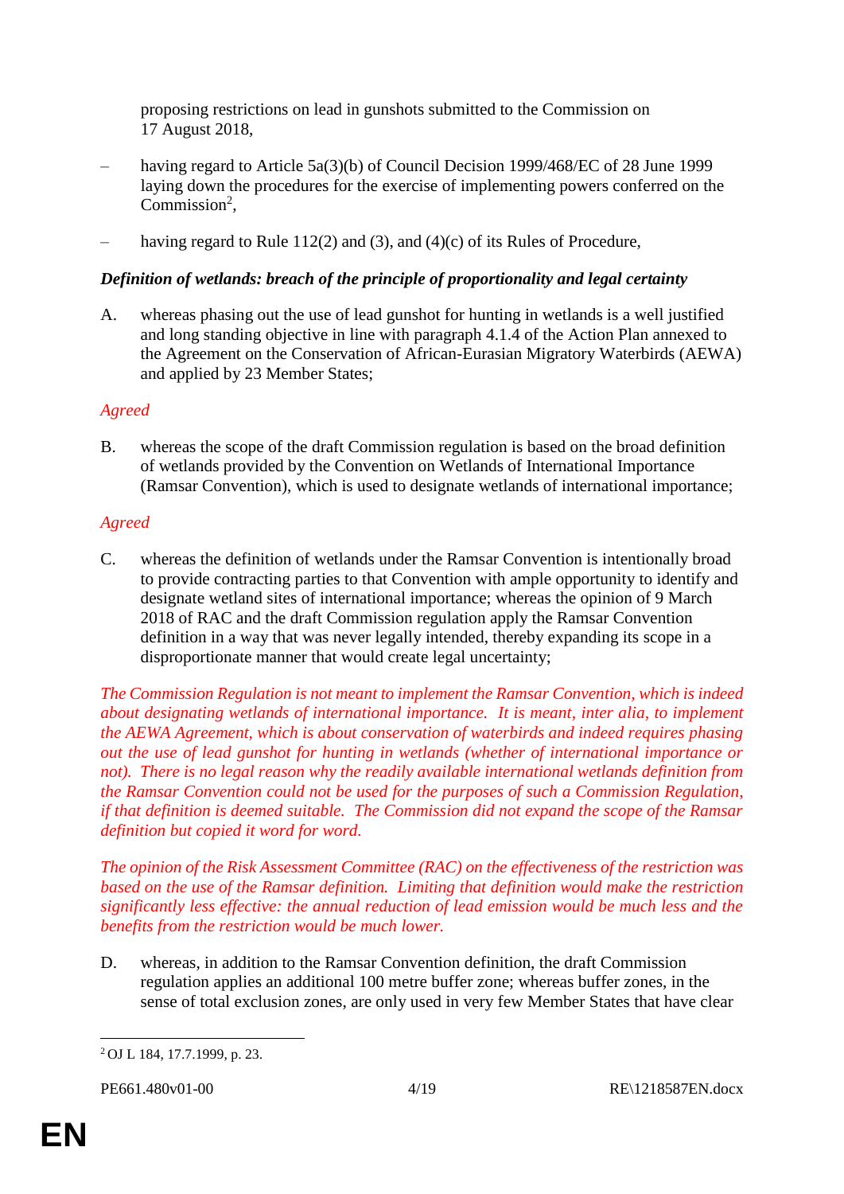proposing restrictions on lead in gunshots submitted to the Commission on 17 August 2018,

– having regard to Article 5a(3)(b) of Council Decision 1999/468/EC of 28 June 1999 laying down the procedures for the exercise of implementing powers conferred on the Commission[2],

– having regard to Rule 112(2) and (3), and (4)(c) of its Rules of Procedure,

***Definition of wetlands: breach of the principle of proportionality and legal certainty***

A. whereas phasing out the use of lead gunshot for hunting in wetlands is a well justified and long standing objective in line with paragraph 4.1.4 of the Action Plan annexed to the Agreement on the Conservation of African-Eurasian Migratory Waterbirds (AEWA) and applied by 23 Member States;

*Agreed*

B. whereas the scope of the draft Commission regulation is based on the broad definition of wetlands provided by the Convention on Wetlands of International Importance (Ramsar Convention), which is used to designate wetlands of international importance;

*Agreed*

C. whereas the definition of wetlands under the Ramsar Convention is intentionally broad to provide contracting parties to that Convention with ample opportunity to identify and designate wetland sites of international importance; whereas the opinion of 9 March 2018 of RAC and the draft Commission regulation apply the Ramsar Convention definition in a way that was never legally intended, thereby expanding its scope in a disproportionate manner that would create legal uncertainty;

*The Commission Regulation is not meant to implement the Ramsar Convention, which is indeed about designating wetlands of international importance. It is meant, inter alia, to implement the AEWA Agreement, which is about conservation of waterbirds and indeed requires phasing out the use of lead gunshot for hunting in wetlands (whether of international importance or not). There is no legal reason why the readily available international wetlands definition from the Ramsar Convention could not be used for the purposes of such a Commission Regulation, if that definition is deemed suitable. The Commission did not expand the scope of the Ramsar definition but copied it word for word.*

*The opinion of the Risk Assessment Committee (RAC) on the effectiveness of the restriction was based on the use of the Ramsar definition. Limiting that definition would make the restriction significantly less effective: the annual reduction of lead emission would be much less and the benefits from the restriction would be much lower.*

D. whereas, in addition to the Ramsar Convention definition, the draft Commission regulation applies an additional 100 metre buffer zone; whereas buffer zones, in the sense of total exclusion zones, are only used in very few Member States that have clear

---

[2] OJ L 184, 17.7.1999, p. 23.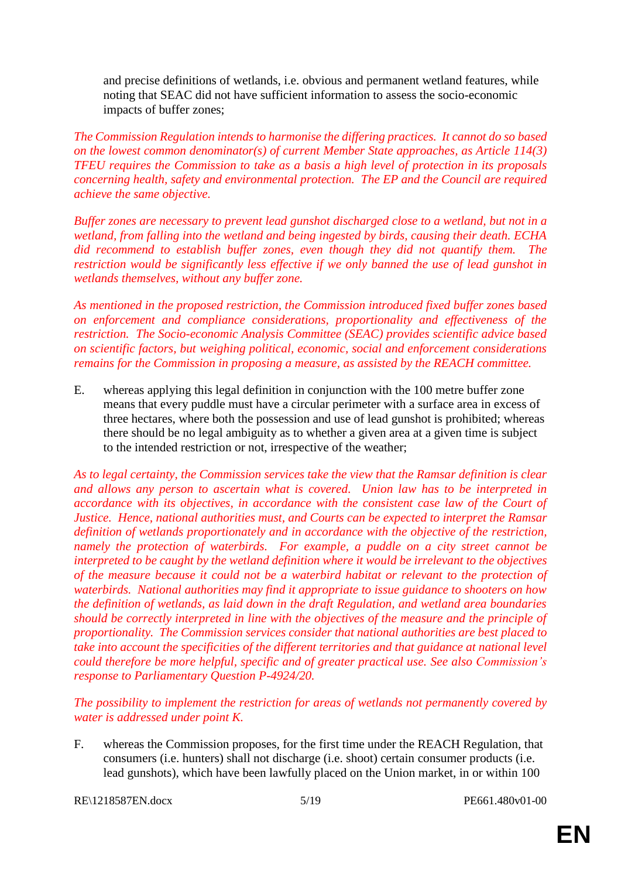and precise definitions of wetlands, i.e. obvious and permanent wetland features, while noting that SEAC did not have sufficient information to assess the socio-economic impacts of buffer zones;

*The Commission Regulation intends to harmonise the differing practices. It cannot do so based on the lowest common denominator(s) of current Member State approaches, as Article 114(3) TFEU requires the Commission to take as a basis a high level of protection in its proposals concerning health, safety and environmental protection. The EP and the Council are required achieve the same objective.*

*Buffer zones are necessary to prevent lead gunshot discharged close to a wetland, but not in a wetland, from falling into the wetland and being ingested by birds, causing their death. ECHA did recommend to establish buffer zones, even though they did not quantify them. The restriction would be significantly less effective if we only banned the use of lead gunshot in wetlands themselves, without any buffer zone.*

*As mentioned in the proposed restriction, the Commission introduced fixed buffer zones based on enforcement and compliance considerations, proportionality and effectiveness of the restriction. The Socio-economic Analysis Committee (SEAC) provides scientific advice based on scientific factors, but weighing political, economic, social and enforcement considerations remains for the Commission in proposing a measure, as assisted by the REACH committee.*

E. whereas applying this legal definition in conjunction with the 100 metre buffer zone means that every puddle must have a circular perimeter with a surface area in excess of three hectares, where both the possession and use of lead gunshot is prohibited; whereas there should be no legal ambiguity as to whether a given area at a given time is subject to the intended restriction or not, irrespective of the weather;

*As to legal certainty, the Commission services take the view that the Ramsar definition is clear and allows any person to ascertain what is covered. Union law has to be interpreted in accordance with its objectives, in accordance with the consistent case law of the Court of Justice. Hence, national authorities must, and Courts can be expected to interpret the Ramsar definition of wetlands proportionately and in accordance with the objective of the restriction, namely the protection of waterbirds. For example, a puddle on a city street cannot be interpreted to be caught by the wetland definition where it would be irrelevant to the objectives of the measure because it could not be a waterbird habitat or relevant to the protection of waterbirds. National authorities may find it appropriate to issue guidance to shooters on how the definition of wetlands, as laid down in the draft Regulation, and wetland area boundaries should be correctly interpreted in line with the objectives of the measure and the principle of proportionality. The Commission services consider that national authorities are best placed to take into account the specificities of the different territories and that guidance at national level could therefore be more helpful, specific and of greater practical use. See also Commission's response to Parliamentary Question P-4924/20.*

*The possibility to implement the restriction for areas of wetlands not permanently covered by water is addressed under point K.*

F. whereas the Commission proposes, for the first time under the REACH Regulation, that consumers (i.e. hunters) shall not discharge (i.e. shoot) certain consumer products (i.e. lead gunshots), which have been lawfully placed on the Union market, in or within 100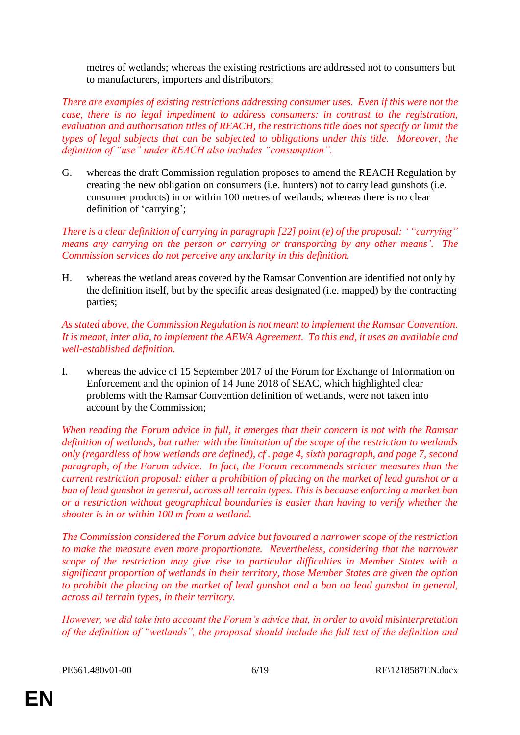metres of wetlands; whereas the existing restrictions are addressed not to consumers but to manufacturers, importers and distributors;

*There are examples of existing restrictions addressing consumer uses. Even if this were not the case, there is no legal impediment to address consumers: in contrast to the registration, evaluation and authorisation titles of REACH, the restrictions title does not specify or limit the types of legal subjects that can be subjected to obligations under this title. Moreover, the definition of "use" under REACH also includes "consumption".*

G. whereas the draft Commission regulation proposes to amend the REACH Regulation by creating the new obligation on consumers (i.e. hunters) not to carry lead gunshots (i.e. consumer products) in or within 100 metres of wetlands; whereas there is no clear definition of 'carrying';

*There is a clear definition of carrying in paragraph [22] point (e) of the proposal: ' "carrying" means any carrying on the person or carrying or transporting by any other means'. The Commission services do not perceive any unclarity in this definition.*

H. whereas the wetland areas covered by the Ramsar Convention are identified not only by the definition itself, but by the specific areas designated (i.e. mapped) by the contracting parties;

*As stated above, the Commission Regulation is not meant to implement the Ramsar Convention. It is meant, inter alia, to implement the AEWA Agreement. To this end, it uses an available and well-established definition.*

I. whereas the advice of 15 September 2017 of the Forum for Exchange of Information on Enforcement and the opinion of 14 June 2018 of SEAC, which highlighted clear problems with the Ramsar Convention definition of wetlands, were not taken into account by the Commission;

*When reading the Forum advice in full, it emerges that their concern is not with the Ramsar definition of wetlands, but rather with the limitation of the scope of the restriction to wetlands only (regardless of how wetlands are defined), cf . page 4, sixth paragraph, and page 7, second paragraph, of the Forum advice. In fact, the Forum recommends stricter measures than the current restriction proposal: either a prohibition of placing on the market of lead gunshot or a ban of lead gunshot in general, across all terrain types. This is because enforcing a market ban or a restriction without geographical boundaries is easier than having to verify whether the shooter is in or within 100 m from a wetland.*

*The Commission considered the Forum advice but favoured a narrower scope of the restriction to make the measure even more proportionate. Nevertheless, considering that the narrower scope of the restriction may give rise to particular difficulties in Member States with a significant proportion of wetlands in their territory, those Member States are given the option to prohibit the placing on the market of lead gunshot and a ban on lead gunshot in general, across all terrain types, in their territory.*

*However, we did take into account the Forum's advice that, in order to avoid misinterpretation of the definition of "wetlands", the proposal should include the full text of the definition and*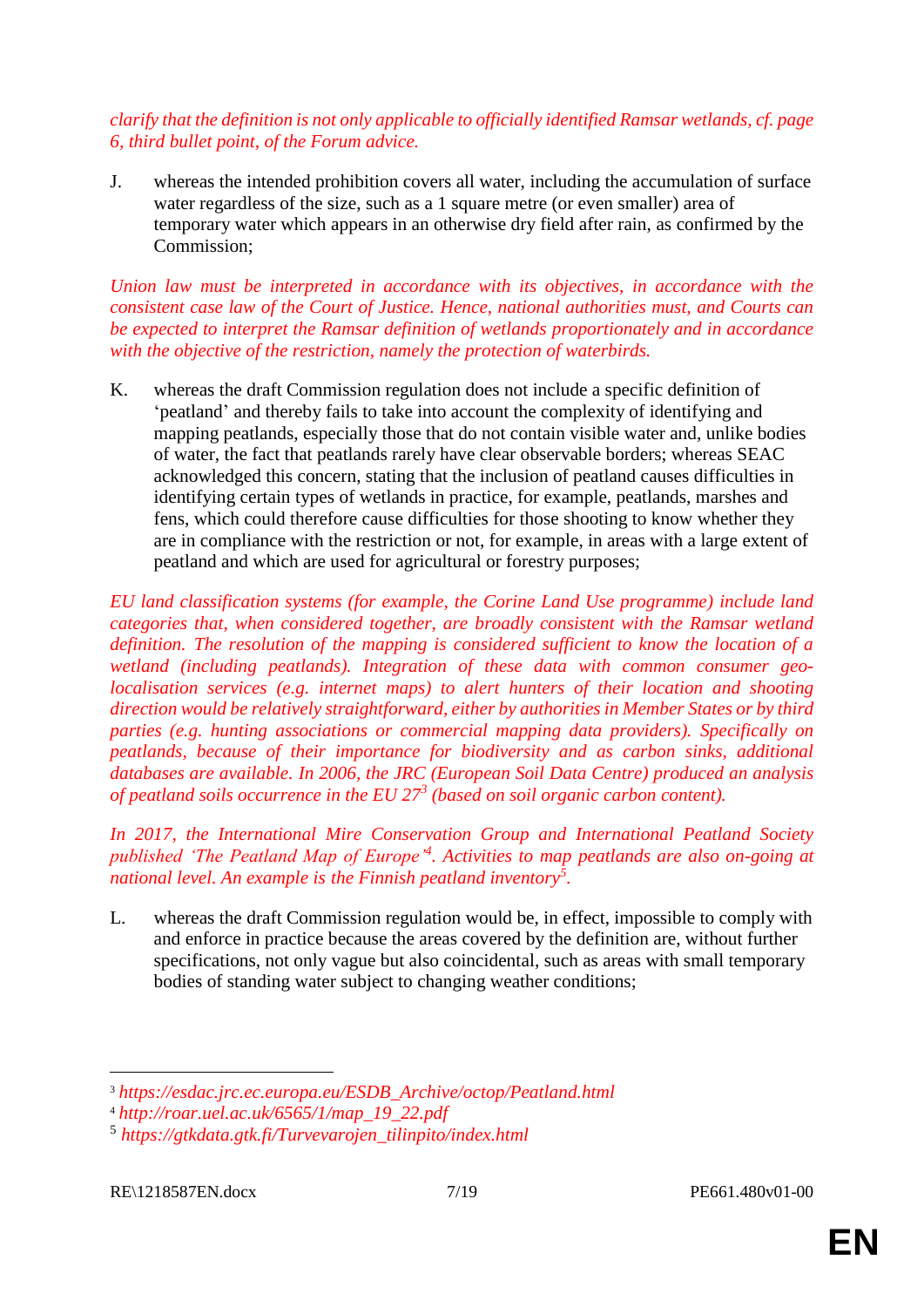*clarify that the definition is not only applicable to officially identified Ramsar wetlands, cf. page 6, third bullet point, of the Forum advice.*

J. whereas the intended prohibition covers all water, including the accumulation of surface water regardless of the size, such as a 1 square metre (or even smaller) area of temporary water which appears in an otherwise dry field after rain, as confirmed by the Commission;

*Union law must be interpreted in accordance with its objectives, in accordance with the consistent case law of the Court of Justice. Hence, national authorities must, and Courts can be expected to interpret the Ramsar definition of wetlands proportionately and in accordance with the objective of the restriction, namely the protection of waterbirds.*

K. whereas the draft Commission regulation does not include a specific definition of 'peatland' and thereby fails to take into account the complexity of identifying and mapping peatlands, especially those that do not contain visible water and, unlike bodies of water, the fact that peatlands rarely have clear observable borders; whereas SEAC acknowledged this concern, stating that the inclusion of peatland causes difficulties in identifying certain types of wetlands in practice, for example, peatlands, marshes and fens, which could therefore cause difficulties for those shooting to know whether they are in compliance with the restriction or not, for example, in areas with a large extent of peatland and which are used for agricultural or forestry purposes;

*EU land classification systems (for example, the Corine Land Use programme) include land categories that, when considered together, are broadly consistent with the Ramsar wetland definition. The resolution of the mapping is considered sufficient to know the location of a wetland (including peatlands). Integration of these data with common consumer geo-localisation services (e.g. internet maps) to alert hunters of their location and shooting direction would be relatively straightforward, either by authorities in Member States or by third parties (e.g. hunting associations or commercial mapping data providers). Specifically on peatlands, because of their importance for biodiversity and as carbon sinks, additional databases are available. In 2006, the JRC (European Soil Data Centre) produced an analysis of peatland soils occurrence in the EU 27[3] (based on soil organic carbon content).*

*In 2017, the International Mire Conservation Group and International Peatland Society published 'The Peatland Map of Europe'[4]. Activities to map peatlands are also on-going at national level. An example is the Finnish peatland inventory[5].*

L. whereas the draft Commission regulation would be, in effect, impossible to comply with and enforce in practice because the areas covered by the definition are, without further specifications, not only vague but also coincidental, such as areas with small temporary bodies of standing water subject to changing weather conditions;

---

[3] *https://esdac.jrc.ec.europa.eu/ESDB_Archive/octop/Peatland.html*

[4] *http://roar.uel.ac.uk/6565/1/map_19_22.pdf*

[5] *https://gtkdata.gtk.fi/Turvevarojen_tilinpito/index.html*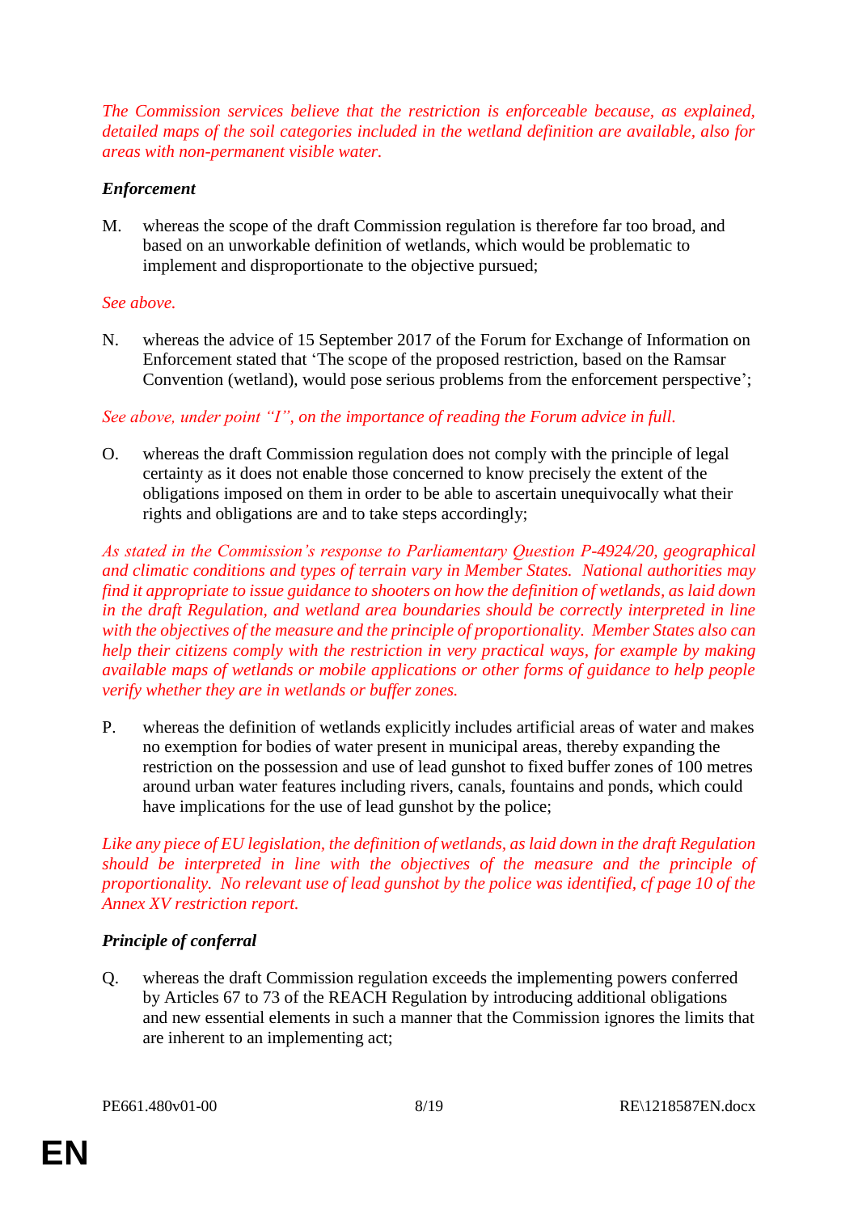*The Commission services believe that the restriction is enforceable because, as explained, detailed maps of the soil categories included in the wetland definition are available, also for areas with non-permanent visible water.*

***Enforcement***

M. whereas the scope of the draft Commission regulation is therefore far too broad, and based on an unworkable definition of wetlands, which would be problematic to implement and disproportionate to the objective pursued;

*See above.*

N. whereas the advice of 15 September 2017 of the Forum for Exchange of Information on Enforcement stated that 'The scope of the proposed restriction, based on the Ramsar Convention (wetland), would pose serious problems from the enforcement perspective';

*See above, under point "I", on the importance of reading the Forum advice in full.*

O. whereas the draft Commission regulation does not comply with the principle of legal certainty as it does not enable those concerned to know precisely the extent of the obligations imposed on them in order to be able to ascertain unequivocally what their rights and obligations are and to take steps accordingly;

*As stated in the Commission's response to Parliamentary Question P-4924/20, geographical and climatic conditions and types of terrain vary in Member States. National authorities may find it appropriate to issue guidance to shooters on how the definition of wetlands, as laid down in the draft Regulation, and wetland area boundaries should be correctly interpreted in line with the objectives of the measure and the principle of proportionality. Member States also can help their citizens comply with the restriction in very practical ways, for example by making available maps of wetlands or mobile applications or other forms of guidance to help people verify whether they are in wetlands or buffer zones.*

P. whereas the definition of wetlands explicitly includes artificial areas of water and makes no exemption for bodies of water present in municipal areas, thereby expanding the restriction on the possession and use of lead gunshot to fixed buffer zones of 100 metres around urban water features including rivers, canals, fountains and ponds, which could have implications for the use of lead gunshot by the police;

*Like any piece of EU legislation, the definition of wetlands, as laid down in the draft Regulation should be interpreted in line with the objectives of the measure and the principle of proportionality. No relevant use of lead gunshot by the police was identified, cf page 10 of the Annex XV restriction report.*

***Principle of conferral***

Q. whereas the draft Commission regulation exceeds the implementing powers conferred by Articles 67 to 73 of the REACH Regulation by introducing additional obligations and new essential elements in such a manner that the Commission ignores the limits that are inherent to an implementing act;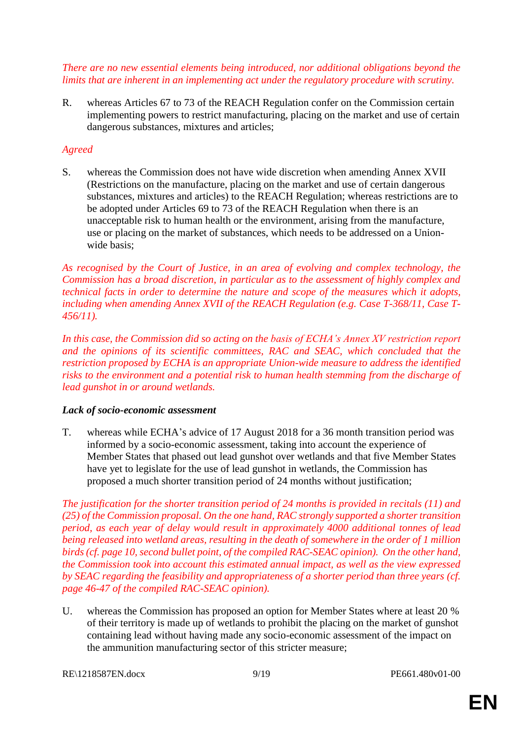*There are no new essential elements being introduced, nor additional obligations beyond the limits that are inherent in an implementing act under the regulatory procedure with scrutiny.*

R. whereas Articles 67 to 73 of the REACH Regulation confer on the Commission certain implementing powers to restrict manufacturing, placing on the market and use of certain dangerous substances, mixtures and articles;

*Agreed*

S. whereas the Commission does not have wide discretion when amending Annex XVII (Restrictions on the manufacture, placing on the market and use of certain dangerous substances, mixtures and articles) to the REACH Regulation; whereas restrictions are to be adopted under Articles 69 to 73 of the REACH Regulation when there is an unacceptable risk to human health or the environment, arising from the manufacture, use or placing on the market of substances, which needs to be addressed on a Union-wide basis;

*As recognised by the Court of Justice, in an area of evolving and complex technology, the Commission has a broad discretion, in particular as to the assessment of highly complex and technical facts in order to determine the nature and scope of the measures which it adopts, including when amending Annex XVII of the REACH Regulation (e.g. Case T-368/11, Case T-456/11).*

*In this case, the Commission did so acting on the basis of ECHA's Annex XV restriction report and the opinions of its scientific committees, RAC and SEAC, which concluded that the restriction proposed by ECHA is an appropriate Union-wide measure to address the identified risks to the environment and a potential risk to human health stemming from the discharge of lead gunshot in or around wetlands.*

***Lack of socio-economic assessment***

T. whereas while ECHA's advice of 17 August 2018 for a 36 month transition period was informed by a socio-economic assessment, taking into account the experience of Member States that phased out lead gunshot over wetlands and that five Member States have yet to legislate for the use of lead gunshot in wetlands, the Commission has proposed a much shorter transition period of 24 months without justification;

*The justification for the shorter transition period of 24 months is provided in recitals (11) and (25) of the Commission proposal. On the one hand, RAC strongly supported a shorter transition period, as each year of delay would result in approximately 4000 additional tonnes of lead being released into wetland areas, resulting in the death of somewhere in the order of 1 million birds (cf. page 10, second bullet point, of the compiled RAC-SEAC opinion). On the other hand, the Commission took into account this estimated annual impact, as well as the view expressed by SEAC regarding the feasibility and appropriateness of a shorter period than three years (cf. page 46-47 of the compiled RAC-SEAC opinion).*

U. whereas the Commission has proposed an option for Member States where at least 20 % of their territory is made up of wetlands to prohibit the placing on the market of gunshot containing lead without having made any socio-economic assessment of the impact on the ammunition manufacturing sector of this stricter measure;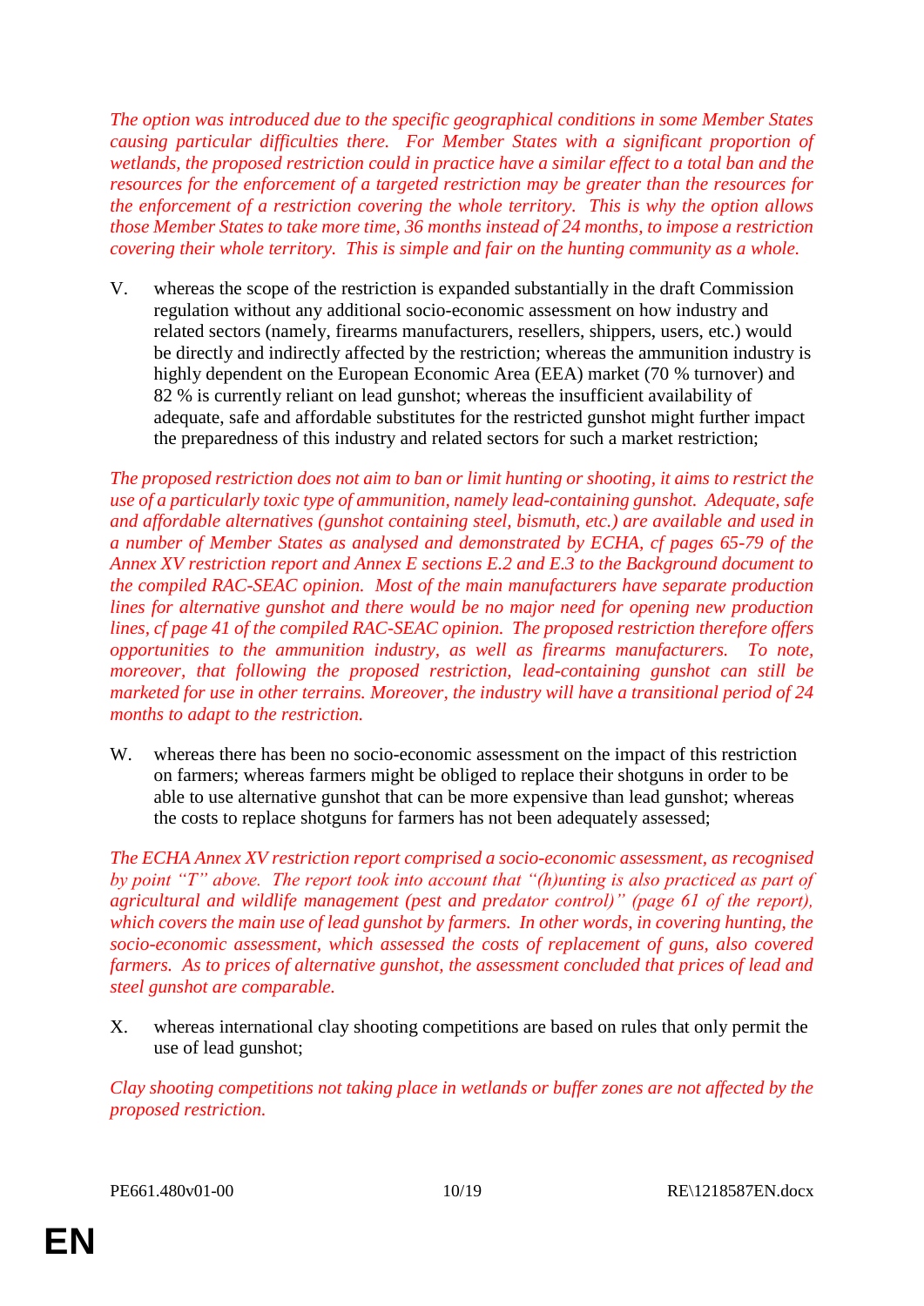*The option was introduced due to the specific geographical conditions in some Member States causing particular difficulties there. For Member States with a significant proportion of wetlands, the proposed restriction could in practice have a similar effect to a total ban and the resources for the enforcement of a targeted restriction may be greater than the resources for the enforcement of a restriction covering the whole territory. This is why the option allows those Member States to take more time, 36 months instead of 24 months, to impose a restriction covering their whole territory. This is simple and fair on the hunting community as a whole.*

V. whereas the scope of the restriction is expanded substantially in the draft Commission regulation without any additional socio-economic assessment on how industry and related sectors (namely, firearms manufacturers, resellers, shippers, users, etc.) would be directly and indirectly affected by the restriction; whereas the ammunition industry is highly dependent on the European Economic Area (EEA) market (70 % turnover) and 82 % is currently reliant on lead gunshot; whereas the insufficient availability of adequate, safe and affordable substitutes for the restricted gunshot might further impact the preparedness of this industry and related sectors for such a market restriction;

*The proposed restriction does not aim to ban or limit hunting or shooting, it aims to restrict the use of a particularly toxic type of ammunition, namely lead-containing gunshot. Adequate, safe and affordable alternatives (gunshot containing steel, bismuth, etc.) are available and used in a number of Member States as analysed and demonstrated by ECHA, cf pages 65-79 of the Annex XV restriction report and Annex E sections E.2 and E.3 to the Background document to the compiled RAC-SEAC opinion. Most of the main manufacturers have separate production lines for alternative gunshot and there would be no major need for opening new production lines, cf page 41 of the compiled RAC-SEAC opinion. The proposed restriction therefore offers opportunities to the ammunition industry, as well as firearms manufacturers. To note, moreover, that following the proposed restriction, lead-containing gunshot can still be marketed for use in other terrains. Moreover, the industry will have a transitional period of 24 months to adapt to the restriction.*

W. whereas there has been no socio-economic assessment on the impact of this restriction on farmers; whereas farmers might be obliged to replace their shotguns in order to be able to use alternative gunshot that can be more expensive than lead gunshot; whereas the costs to replace shotguns for farmers has not been adequately assessed;

*The ECHA Annex XV restriction report comprised a socio-economic assessment, as recognised by point "T" above. The report took into account that "(h)unting is also practiced as part of agricultural and wildlife management (pest and predator control)" (page 61 of the report), which covers the main use of lead gunshot by farmers. In other words, in covering hunting, the socio-economic assessment, which assessed the costs of replacement of guns, also covered farmers. As to prices of alternative gunshot, the assessment concluded that prices of lead and steel gunshot are comparable.*

X. whereas international clay shooting competitions are based on rules that only permit the use of lead gunshot;

*Clay shooting competitions not taking place in wetlands or buffer zones are not affected by the proposed restriction.*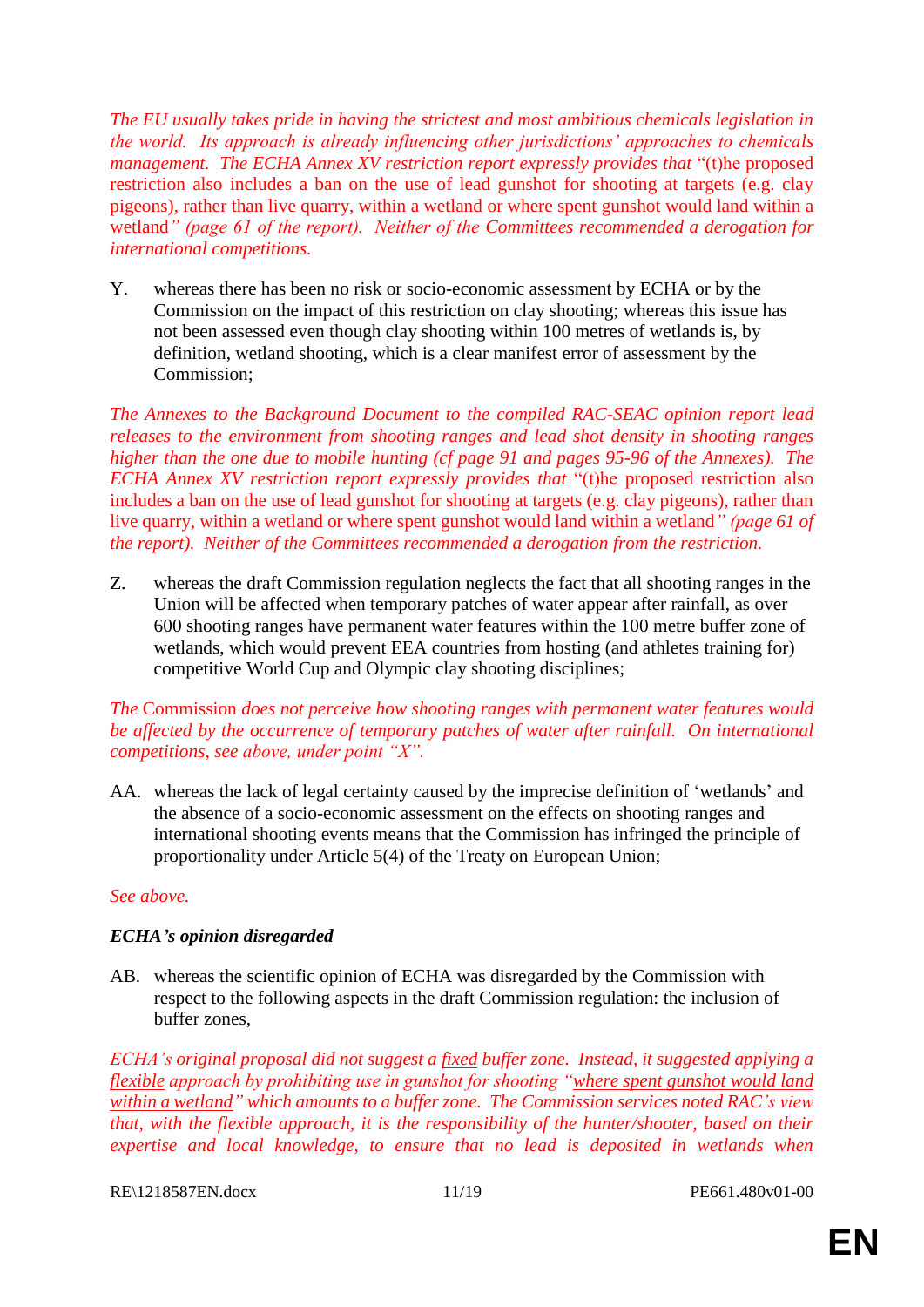*The EU usually takes pride in having the strictest and most ambitious chemicals legislation in the world. Its approach is already influencing other jurisdictions' approaches to chemicals management. The ECHA Annex XV restriction report expressly provides that* "(t)he proposed restriction also includes a ban on the use of lead gunshot for shooting at targets (e.g. clay pigeons), rather than live quarry, within a wetland or where spent gunshot would land within a wetland*" (page 61 of the report). Neither of the Committees recommended a derogation for international competitions.*

Y. whereas there has been no risk or socio-economic assessment by ECHA or by the Commission on the impact of this restriction on clay shooting; whereas this issue has not been assessed even though clay shooting within 100 metres of wetlands is, by definition, wetland shooting, which is a clear manifest error of assessment by the Commission;

*The Annexes to the Background Document to the compiled RAC-SEAC opinion report lead releases to the environment from shooting ranges and lead shot density in shooting ranges higher than the one due to mobile hunting (cf page 91 and pages 95-96 of the Annexes). The ECHA Annex XV restriction report expressly provides that* "(t)he proposed restriction also includes a ban on the use of lead gunshot for shooting at targets (e.g. clay pigeons), rather than live quarry, within a wetland or where spent gunshot would land within a wetland*" (page 61 of the report). Neither of the Committees recommended a derogation from the restriction.*

Z. whereas the draft Commission regulation neglects the fact that all shooting ranges in the Union will be affected when temporary patches of water appear after rainfall, as over 600 shooting ranges have permanent water features within the 100 metre buffer zone of wetlands, which would prevent EEA countries from hosting (and athletes training for) competitive World Cup and Olympic clay shooting disciplines;

The Commission *does not perceive how shooting ranges with permanent water features would be affected by the occurrence of temporary patches of water after rainfall. On international competitions, see above, under point "X".*

AA. whereas the lack of legal certainty caused by the imprecise definition of 'wetlands' and the absence of a socio-economic assessment on the effects on shooting ranges and international shooting events means that the Commission has infringed the principle of proportionality under Article 5(4) of the Treaty on European Union;

*See above.*

***ECHA's opinion disregarded***

AB. whereas the scientific opinion of ECHA was disregarded by the Commission with respect to the following aspects in the draft Commission regulation: the inclusion of buffer zones,

*ECHA's original proposal did not suggest a <u>fixed</u> buffer zone. Instead, it suggested applying a <u>flexible</u> approach by prohibiting use in gunshot for shooting "<u>where spent gunshot would land within a wetland</u>" which amounts to a buffer zone. The Commission services noted RAC's view that, with the flexible approach, it is the responsibility of the hunter/shooter, based on their expertise and local knowledge, to ensure that no lead is deposited in wetlands when*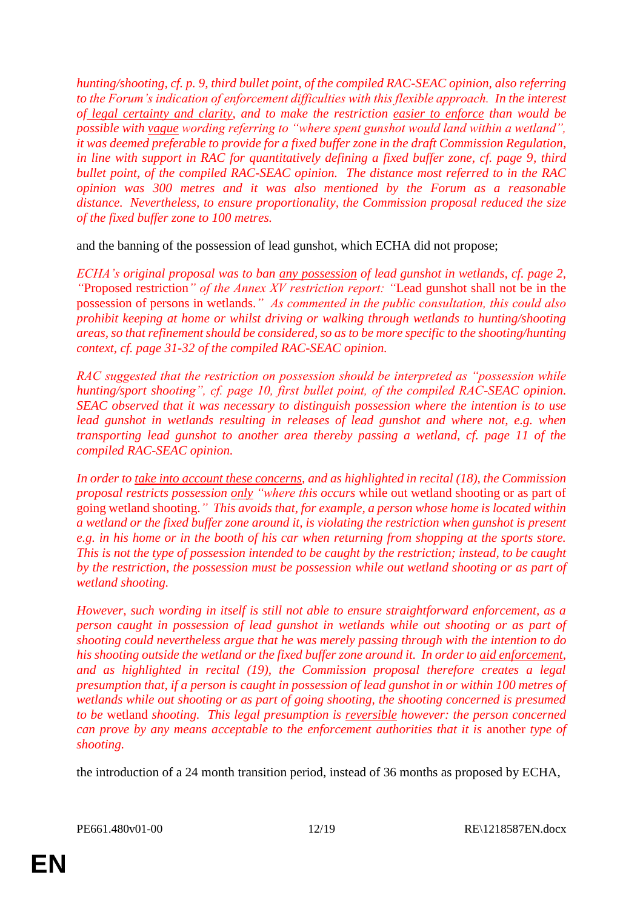*hunting/shooting, cf. p. 9, third bullet point, of the compiled RAC-SEAC opinion, also referring to the Forum's indication of enforcement difficulties with this flexible approach. In the interest of legal certainty and clarity, and to make the restriction easier to enforce than would be possible with vague wording referring to "where spent gunshot would land within a wetland", it was deemed preferable to provide for a fixed buffer zone in the draft Commission Regulation, in line with support in RAC for quantitatively defining a fixed buffer zone, cf. page 9, third bullet point, of the compiled RAC-SEAC opinion. The distance most referred to in the RAC opinion was 300 metres and it was also mentioned by the Forum as a reasonable distance. Nevertheless, to ensure proportionality, the Commission proposal reduced the size of the fixed buffer zone to 100 metres.*

and the banning of the possession of lead gunshot, which ECHA did not propose;

*ECHA's original proposal was to ban any possession of lead gunshot in wetlands, cf. page 2, "*Proposed restriction*" of the Annex XV restriction report: "*Lead gunshot shall not be in the possession of persons in wetlands.*" As commented in the public consultation, this could also prohibit keeping at home or whilst driving or walking through wetlands to hunting/shooting areas, so that refinement should be considered, so as to be more specific to the shooting/hunting context, cf. page 31-32 of the compiled RAC-SEAC opinion.*

*RAC suggested that the restriction on possession should be interpreted as "possession while hunting/sport shooting", cf. page 10, first bullet point, of the compiled RAC-SEAC opinion. SEAC observed that it was necessary to distinguish possession where the intention is to use lead gunshot in wetlands resulting in releases of lead gunshot and where not, e.g. when transporting lead gunshot to another area thereby passing a wetland, cf. page 11 of the compiled RAC-SEAC opinion.*

*In order to take into account these concerns, and as highlighted in recital (18), the Commission proposal restricts possession only "where this occurs* while out wetland shooting or as part of going wetland shooting.*" This avoids that, for example, a person whose home is located within a wetland or the fixed buffer zone around it, is violating the restriction when gunshot is present e.g. in his home or in the booth of his car when returning from shopping at the sports store. This is not the type of possession intended to be caught by the restriction; instead, to be caught by the restriction, the possession must be possession while out wetland shooting or as part of wetland shooting.*

*However, such wording in itself is still not able to ensure straightforward enforcement, as a person caught in possession of lead gunshot in wetlands while out shooting or as part of shooting could nevertheless argue that he was merely passing through with the intention to do his shooting outside the wetland or the fixed buffer zone around it. In order to aid enforcement, and as highlighted in recital (19), the Commission proposal therefore creates a legal presumption that, if a person is caught in possession of lead gunshot in or within 100 metres of wetlands while out shooting or as part of going shooting, the shooting concerned is presumed to be* wetland *shooting. This legal presumption is reversible however: the person concerned can prove by any means acceptable to the enforcement authorities that it is* another *type of shooting.*

the introduction of a 24 month transition period, instead of 36 months as proposed by ECHA,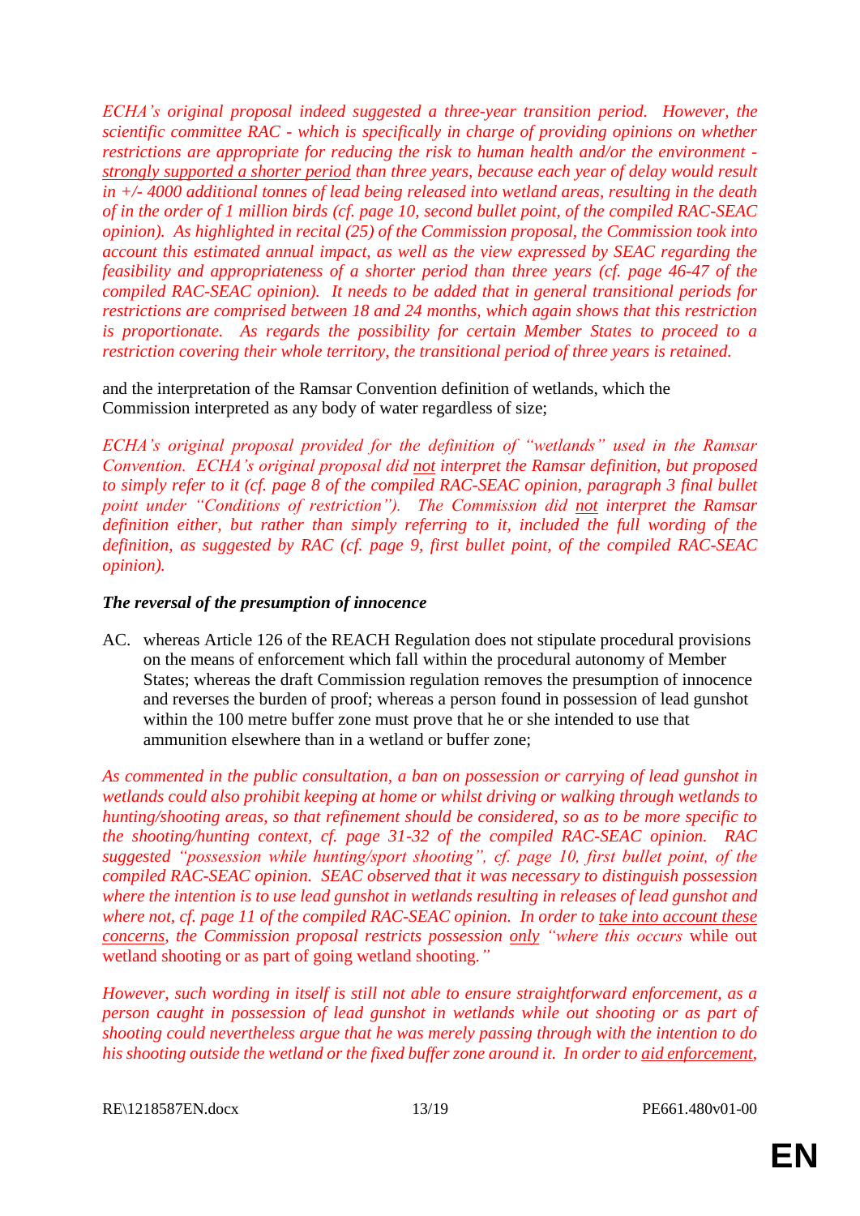*ECHA's original proposal indeed suggested a three-year transition period. However, the scientific committee RAC - which is specifically in charge of providing opinions on whether restrictions are appropriate for reducing the risk to human health and/or the environment - strongly supported a shorter period than three years, because each year of delay would result in +/- 4000 additional tonnes of lead being released into wetland areas, resulting in the death of in the order of 1 million birds (cf. page 10, second bullet point, of the compiled RAC-SEAC opinion). As highlighted in recital (25) of the Commission proposal, the Commission took into account this estimated annual impact, as well as the view expressed by SEAC regarding the feasibility and appropriateness of a shorter period than three years (cf. page 46-47 of the compiled RAC-SEAC opinion). It needs to be added that in general transitional periods for restrictions are comprised between 18 and 24 months, which again shows that this restriction is proportionate. As regards the possibility for certain Member States to proceed to a restriction covering their whole territory, the transitional period of three years is retained.*

and the interpretation of the Ramsar Convention definition of wetlands, which the Commission interpreted as any body of water regardless of size;

*ECHA's original proposal provided for the definition of "wetlands" used in the Ramsar Convention. ECHA's original proposal did not interpret the Ramsar definition, but proposed to simply refer to it (cf. page 8 of the compiled RAC-SEAC opinion, paragraph 3 final bullet point under "Conditions of restriction"). The Commission did not interpret the Ramsar definition either, but rather than simply referring to it, included the full wording of the definition, as suggested by RAC (cf. page 9, first bullet point, of the compiled RAC-SEAC opinion).*

***The reversal of the presumption of innocence***

AC. whereas Article 126 of the REACH Regulation does not stipulate procedural provisions on the means of enforcement which fall within the procedural autonomy of Member States; whereas the draft Commission regulation removes the presumption of innocence and reverses the burden of proof; whereas a person found in possession of lead gunshot within the 100 metre buffer zone must prove that he or she intended to use that ammunition elsewhere than in a wetland or buffer zone;

*As commented in the public consultation, a ban on possession or carrying of lead gunshot in wetlands could also prohibit keeping at home or whilst driving or walking through wetlands to hunting/shooting areas, so that refinement should be considered, so as to be more specific to the shooting/hunting context, cf. page 31-32 of the compiled RAC-SEAC opinion. RAC suggested "possession while hunting/sport shooting", cf. page 10, first bullet point, of the compiled RAC-SEAC opinion. SEAC observed that it was necessary to distinguish possession where the intention is to use lead gunshot in wetlands resulting in releases of lead gunshot and where not, cf. page 11 of the compiled RAC-SEAC opinion. In order to take into account these concerns, the Commission proposal restricts possession only "where this occurs* while out wetland shooting or as part of going wetland shooting.*"*

*However, such wording in itself is still not able to ensure straightforward enforcement, as a person caught in possession of lead gunshot in wetlands while out shooting or as part of shooting could nevertheless argue that he was merely passing through with the intention to do his shooting outside the wetland or the fixed buffer zone around it. In order to aid enforcement,*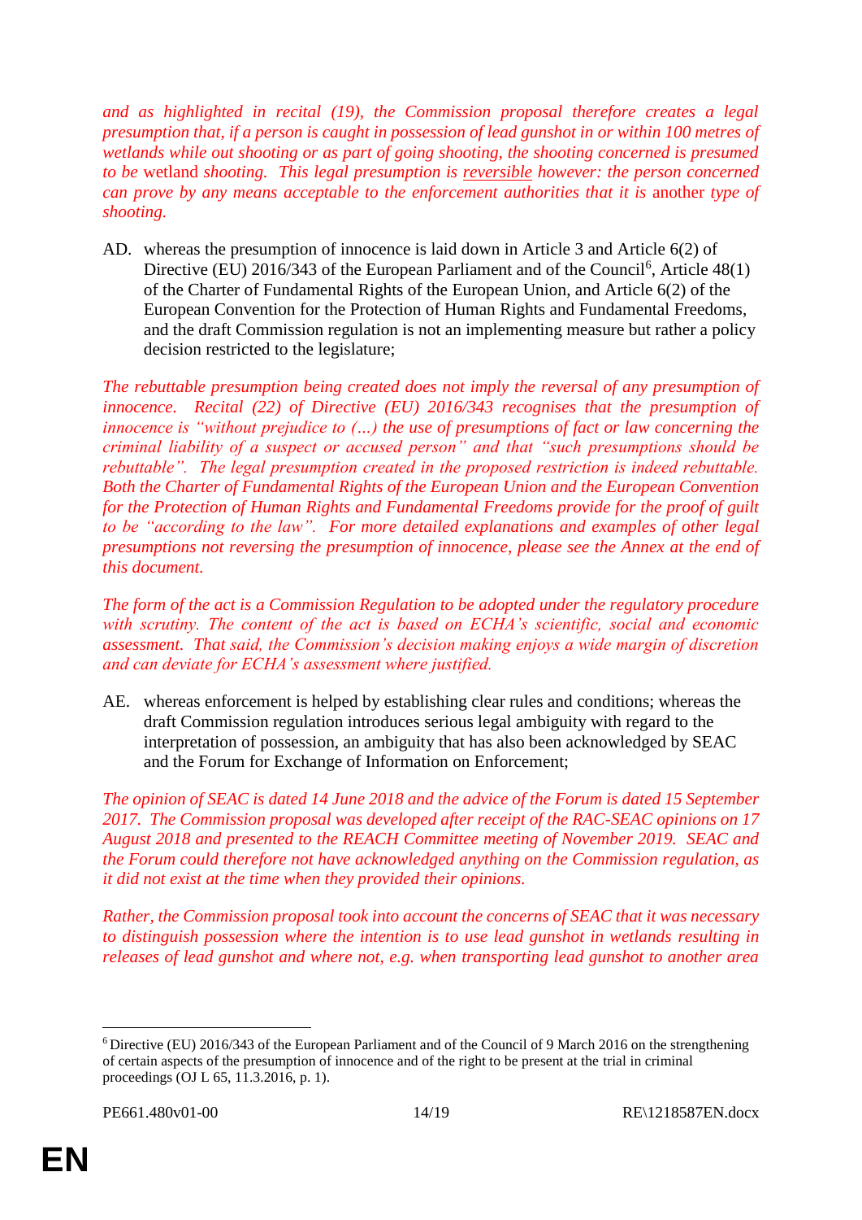*and as highlighted in recital (19), the Commission proposal therefore creates a legal presumption that, if a person is caught in possession of lead gunshot in or within 100 metres of wetlands while out shooting or as part of going shooting, the shooting concerned is presumed to be* wetland *shooting. This legal presumption is reversible however: the person concerned can prove by any means acceptable to the enforcement authorities that it is* another *type of shooting.*

AD. whereas the presumption of innocence is laid down in Article 3 and Article 6(2) of Directive (EU) 2016/343 of the European Parliament and of the Council[6], Article 48(1) of the Charter of Fundamental Rights of the European Union, and Article 6(2) of the European Convention for the Protection of Human Rights and Fundamental Freedoms, and the draft Commission regulation is not an implementing measure but rather a policy decision restricted to the legislature;

*The rebuttable presumption being created does not imply the reversal of any presumption of innocence. Recital (22) of Directive (EU) 2016/343 recognises that the presumption of innocence is "without prejudice to (...) the use of presumptions of fact or law concerning the criminal liability of a suspect or accused person" and that "such presumptions should be rebuttable". The legal presumption created in the proposed restriction is indeed rebuttable. Both the Charter of Fundamental Rights of the European Union and the European Convention for the Protection of Human Rights and Fundamental Freedoms provide for the proof of guilt to be "according to the law". For more detailed explanations and examples of other legal presumptions not reversing the presumption of innocence, please see the Annex at the end of this document.*

*The form of the act is a Commission Regulation to be adopted under the regulatory procedure with scrutiny. The content of the act is based on ECHA's scientific, social and economic assessment. That said, the Commission's decision making enjoys a wide margin of discretion and can deviate for ECHA's assessment where justified.*

AE. whereas enforcement is helped by establishing clear rules and conditions; whereas the draft Commission regulation introduces serious legal ambiguity with regard to the interpretation of possession, an ambiguity that has also been acknowledged by SEAC and the Forum for Exchange of Information on Enforcement;

*The opinion of SEAC is dated 14 June 2018 and the advice of the Forum is dated 15 September 2017. The Commission proposal was developed after receipt of the RAC-SEAC opinions on 17 August 2018 and presented to the REACH Committee meeting of November 2019. SEAC and the Forum could therefore not have acknowledged anything on the Commission regulation, as it did not exist at the time when they provided their opinions.*

*Rather, the Commission proposal took into account the concerns of SEAC that it was necessary to distinguish possession where the intention is to use lead gunshot in wetlands resulting in releases of lead gunshot and where not, e.g. when transporting lead gunshot to another area*

---

[6] Directive (EU) 2016/343 of the European Parliament and of the Council of 9 March 2016 on the strengthening of certain aspects of the presumption of innocence and of the right to be present at the trial in criminal proceedings (OJ L 65, 11.3.2016, p. 1).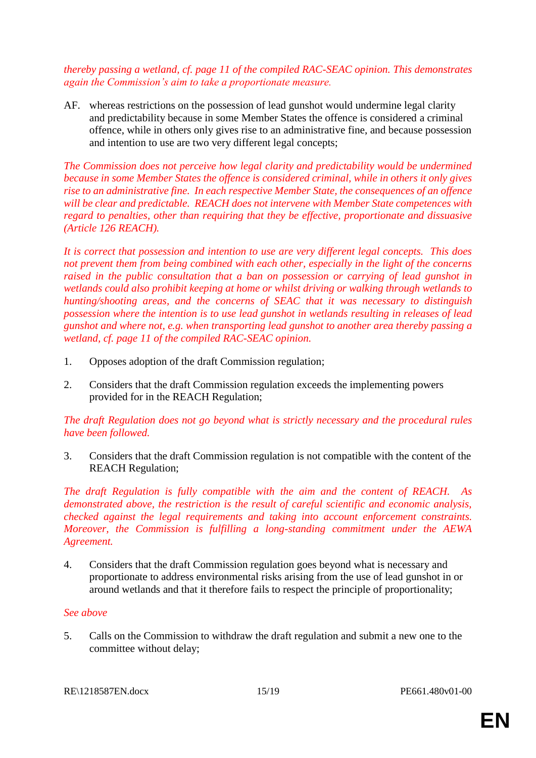*thereby passing a wetland, cf. page 11 of the compiled RAC-SEAC opinion. This demonstrates again the Commission's aim to take a proportionate measure.*

AF. whereas restrictions on the possession of lead gunshot would undermine legal clarity and predictability because in some Member States the offence is considered a criminal offence, while in others only gives rise to an administrative fine, and because possession and intention to use are two very different legal concepts;

*The Commission does not perceive how legal clarity and predictability would be undermined because in some Member States the offence is considered criminal, while in others it only gives rise to an administrative fine. In each respective Member State, the consequences of an offence will be clear and predictable. REACH does not intervene with Member State competences with regard to penalties, other than requiring that they be effective, proportionate and dissuasive (Article 126 REACH).*

*It is correct that possession and intention to use are very different legal concepts. This does not prevent them from being combined with each other, especially in the light of the concerns raised in the public consultation that a ban on possession or carrying of lead gunshot in wetlands could also prohibit keeping at home or whilst driving or walking through wetlands to hunting/shooting areas, and the concerns of SEAC that it was necessary to distinguish possession where the intention is to use lead gunshot in wetlands resulting in releases of lead gunshot and where not, e.g. when transporting lead gunshot to another area thereby passing a wetland, cf. page 11 of the compiled RAC-SEAC opinion.*

1. Opposes adoption of the draft Commission regulation;

2. Considers that the draft Commission regulation exceeds the implementing powers provided for in the REACH Regulation;

*The draft Regulation does not go beyond what is strictly necessary and the procedural rules have been followed.*

3. Considers that the draft Commission regulation is not compatible with the content of the REACH Regulation;

*The draft Regulation is fully compatible with the aim and the content of REACH. As demonstrated above, the restriction is the result of careful scientific and economic analysis, checked against the legal requirements and taking into account enforcement constraints. Moreover, the Commission is fulfilling a long-standing commitment under the AEWA Agreement.*

4. Considers that the draft Commission regulation goes beyond what is necessary and proportionate to address environmental risks arising from the use of lead gunshot in or around wetlands and that it therefore fails to respect the principle of proportionality;

*See above*

5. Calls on the Commission to withdraw the draft regulation and submit a new one to the committee without delay;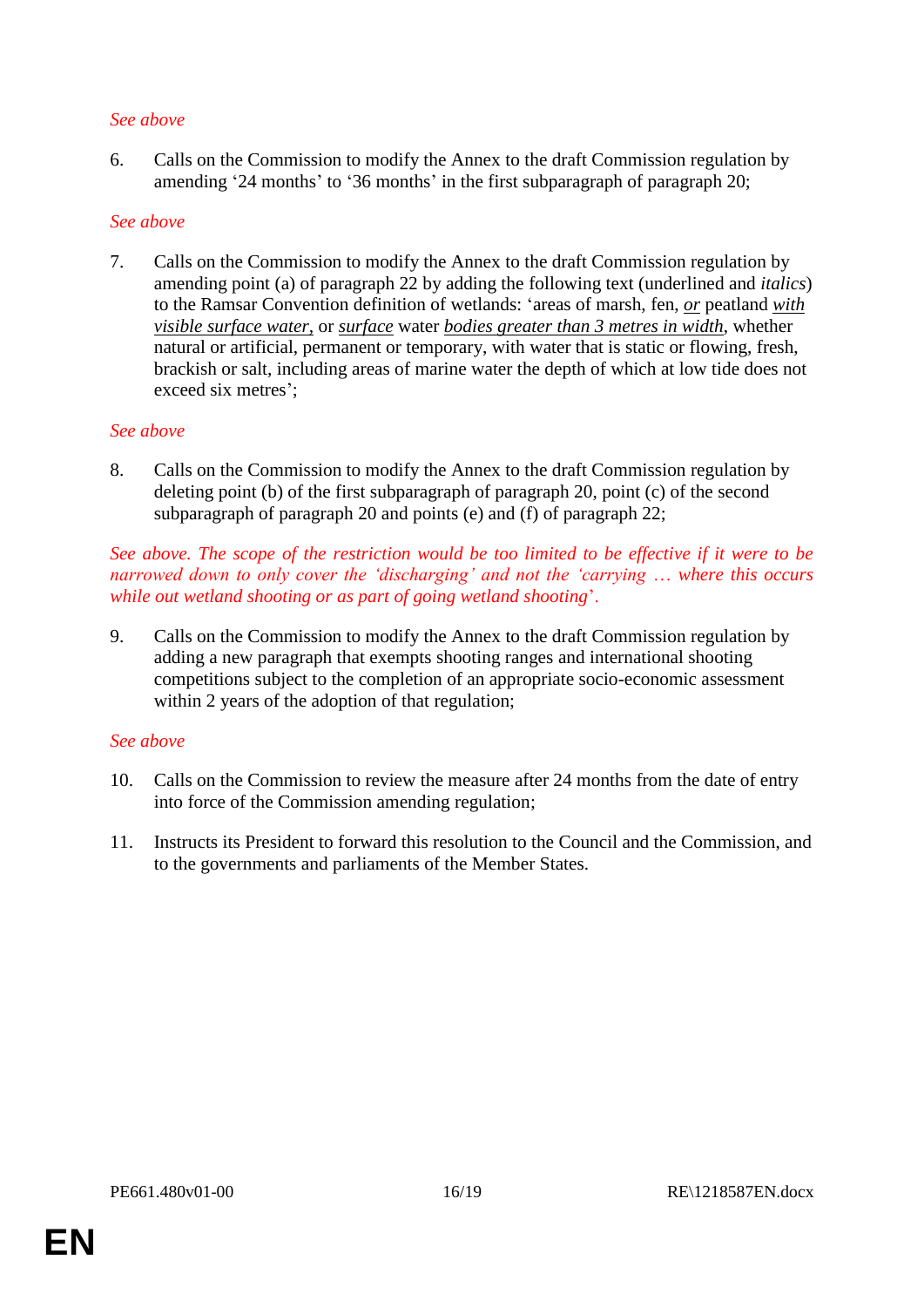*See above*

6. Calls on the Commission to modify the Annex to the draft Commission regulation by amending ‘24 months’ to ‘36 months’ in the first subparagraph of paragraph 20;

*See above*

7. Calls on the Commission to modify the Annex to the draft Commission regulation by amending point (a) of paragraph 22 by adding the following text (underlined and *italics*) to the Ramsar Convention definition of wetlands: ‘areas of marsh, fen, <u>*or*</u> peatland <u>*with visible surface water,*</u> or <u>*surface*</u> water <u>*bodies greater than 3 metres in width*</u>, whether natural or artificial, permanent or temporary, with water that is static or flowing, fresh, brackish or salt, including areas of marine water the depth of which at low tide does not exceed six metres’;

*See above*

8. Calls on the Commission to modify the Annex to the draft Commission regulation by deleting point (b) of the first subparagraph of paragraph 20, point (c) of the second subparagraph of paragraph 20 and points (e) and (f) of paragraph 22;

*See above. The scope of the restriction would be too limited to be effective if it were to be narrowed down to only cover the ‘discharging’ and not the ‘carrying … where this occurs while out wetland shooting or as part of going wetland shooting*’.

9. Calls on the Commission to modify the Annex to the draft Commission regulation by adding a new paragraph that exempts shooting ranges and international shooting competitions subject to the completion of an appropriate socio-economic assessment within 2 years of the adoption of that regulation;

*See above*

10. Calls on the Commission to review the measure after 24 months from the date of entry into force of the Commission amending regulation;

11. Instructs its President to forward this resolution to the Council and the Commission, and to the governments and parliaments of the Member States.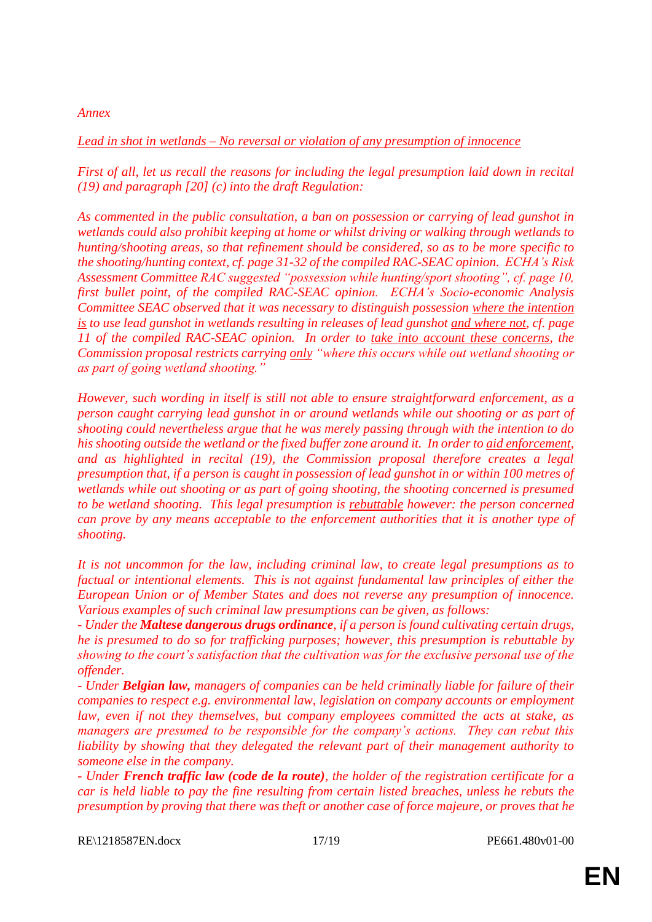*Annex*

*<u>Lead in shot in wetlands – No reversal or violation of any presumption of innocence</u>*

*First of all, let us recall the reasons for including the legal presumption laid down in recital (19) and paragraph [20] (c) into the draft Regulation:*

*As commented in the public consultation, a ban on possession or carrying of lead gunshot in wetlands could also prohibit keeping at home or whilst driving or walking through wetlands to hunting/shooting areas, so that refinement should be considered, so as to be more specific to the shooting/hunting context, cf. page 31-32 of the compiled RAC-SEAC opinion. ECHA's Risk Assessment Committee RAC suggested "possession while hunting/sport shooting", cf. page 10, first bullet point, of the compiled RAC-SEAC opinion. ECHA's Socio-economic Analysis Committee SEAC observed that it was necessary to distinguish possession <u>where the intention is</u> to use lead gunshot in wetlands resulting in releases of lead gunshot <u>and where not</u>, cf. page 11 of the compiled RAC-SEAC opinion. In order to <u>take into account these concerns</u>, the Commission proposal restricts carrying <u>only</u> "where this occurs while out wetland shooting or as part of going wetland shooting."*

*However, such wording in itself is still not able to ensure straightforward enforcement, as a person caught carrying lead gunshot in or around wetlands while out shooting or as part of shooting could nevertheless argue that he was merely passing through with the intention to do his shooting outside the wetland or the fixed buffer zone around it. In order to <u>aid enforcement</u>, and as highlighted in recital (19), the Commission proposal therefore creates a legal presumption that, if a person is caught in possession of lead gunshot in or within 100 metres of wetlands while out shooting or as part of going shooting, the shooting concerned is presumed to be wetland shooting. This legal presumption is <u>rebuttable</u> however: the person concerned can prove by any means acceptable to the enforcement authorities that it is another type of shooting.*

*It is not uncommon for the law, including criminal law, to create legal presumptions as to factual or intentional elements. This is not against fundamental law principles of either the European Union or of Member States and does not reverse any presumption of innocence. Various examples of such criminal law presumptions can be given, as follows:*

*- Under the* ***Maltese dangerous drugs ordinance****, if a person is found cultivating certain drugs, he is presumed to do so for trafficking purposes; however, this presumption is rebuttable by showing to the court's satisfaction that the cultivation was for the exclusive personal use of the offender.*

*- Under* ***Belgian law,*** *managers of companies can be held criminally liable for failure of their companies to respect e.g. environmental law, legislation on company accounts or employment law, even if not they themselves, but company employees committed the acts at stake, as managers are presumed to be responsible for the company's actions. They can rebut this liability by showing that they delegated the relevant part of their management authority to someone else in the company.*

*- Under* ***French traffic law (code de la route)****, the holder of the registration certificate for a car is held liable to pay the fine resulting from certain listed breaches, unless he rebuts the presumption by proving that there was theft or another case of force majeure, or proves that he*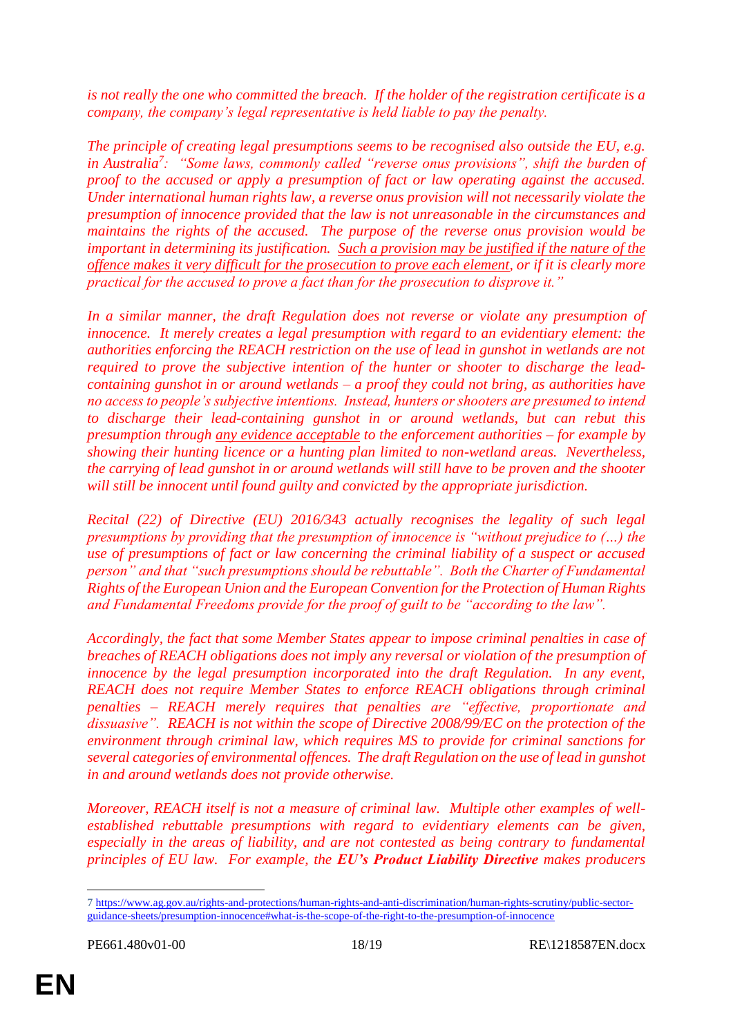*is not really the one who committed the breach. If the holder of the registration certificate is a company, the company's legal representative is held liable to pay the penalty.*

*The principle of creating legal presumptions seems to be recognised also outside the EU, e.g. in Australia*[7]*: "Some laws, commonly called "reverse onus provisions", shift the burden of proof to the accused or apply a presumption of fact or law operating against the accused. Under international human rights law, a reverse onus provision will not necessarily violate the presumption of innocence provided that the law is not unreasonable in the circumstances and maintains the rights of the accused. The purpose of the reverse onus provision would be important in determining its justification. <u>Such a provision may be justified if the nature of the offence makes it very difficult for the prosecution to prove each element</u>, or if it is clearly more practical for the accused to prove a fact than for the prosecution to disprove it."*

*In a similar manner, the draft Regulation does not reverse or violate any presumption of innocence. It merely creates a legal presumption with regard to an evidentiary element: the authorities enforcing the REACH restriction on the use of lead in gunshot in wetlands are not required to prove the subjective intention of the hunter or shooter to discharge the lead-containing gunshot in or around wetlands – a proof they could not bring, as authorities have no access to people's subjective intentions. Instead, hunters or shooters are presumed to intend to discharge their lead-containing gunshot in or around wetlands, but can rebut this presumption through <u>any evidence acceptable</u> to the enforcement authorities – for example by showing their hunting licence or a hunting plan limited to non-wetland areas. Nevertheless, the carrying of lead gunshot in or around wetlands will still have to be proven and the shooter will still be innocent until found guilty and convicted by the appropriate jurisdiction.*

*Recital (22) of Directive (EU) 2016/343 actually recognises the legality of such legal presumptions by providing that the presumption of innocence is "without prejudice to (…) the use of presumptions of fact or law concerning the criminal liability of a suspect or accused person" and that "such presumptions should be rebuttable". Both the Charter of Fundamental Rights of the European Union and the European Convention for the Protection of Human Rights and Fundamental Freedoms provide for the proof of guilt to be "according to the law".*

*Accordingly, the fact that some Member States appear to impose criminal penalties in case of breaches of REACH obligations does not imply any reversal or violation of the presumption of innocence by the legal presumption incorporated into the draft Regulation. In any event, REACH does not require Member States to enforce REACH obligations through criminal penalties – REACH merely requires that penalties are "effective, proportionate and dissuasive". REACH is not within the scope of Directive 2008/99/EC on the protection of the environment through criminal law, which requires MS to provide for criminal sanctions for several categories of environmental offences. The draft Regulation on the use of lead in gunshot in and around wetlands does not provide otherwise.*

*Moreover, REACH itself is not a measure of criminal law. Multiple other examples of well-established rebuttable presumptions with regard to evidentiary elements can be given, especially in the areas of liability, and are not contested as being contrary to fundamental principles of EU law. For example, the* ***EU's Product Liability Directive*** *makes producers*

---

[7] https://www.ag.gov.au/rights-and-protections/human-rights-and-anti-discrimination/human-rights-scrutiny/public-sector-guidance-sheets/presumption-innocence#what-is-the-scope-of-the-right-to-the-presumption-of-innocence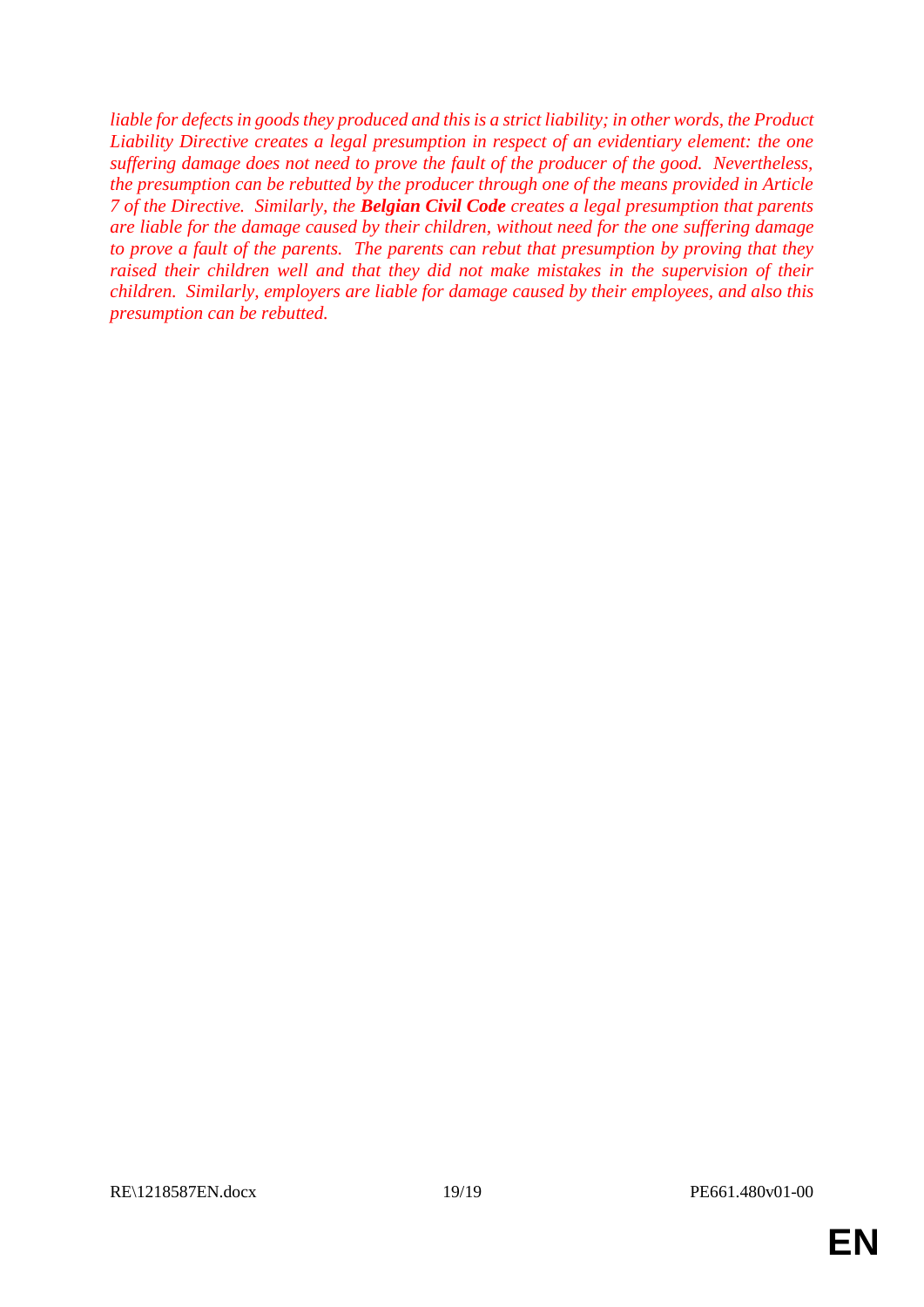*liable for defects in goods they produced and this is a strict liability; in other words, the Product Liability Directive creates a legal presumption in respect of an evidentiary element: the one suffering damage does not need to prove the fault of the producer of the good. Nevertheless, the presumption can be rebutted by the producer through one of the means provided in Article 7 of the Directive. Similarly, the* ***Belgian Civil Code*** *creates a legal presumption that parents are liable for the damage caused by their children, without need for the one suffering damage to prove a fault of the parents. The parents can rebut that presumption by proving that they raised their children well and that they did not make mistakes in the supervision of their children. Similarly, employers are liable for damage caused by their employees, and also this presumption can be rebutted.*